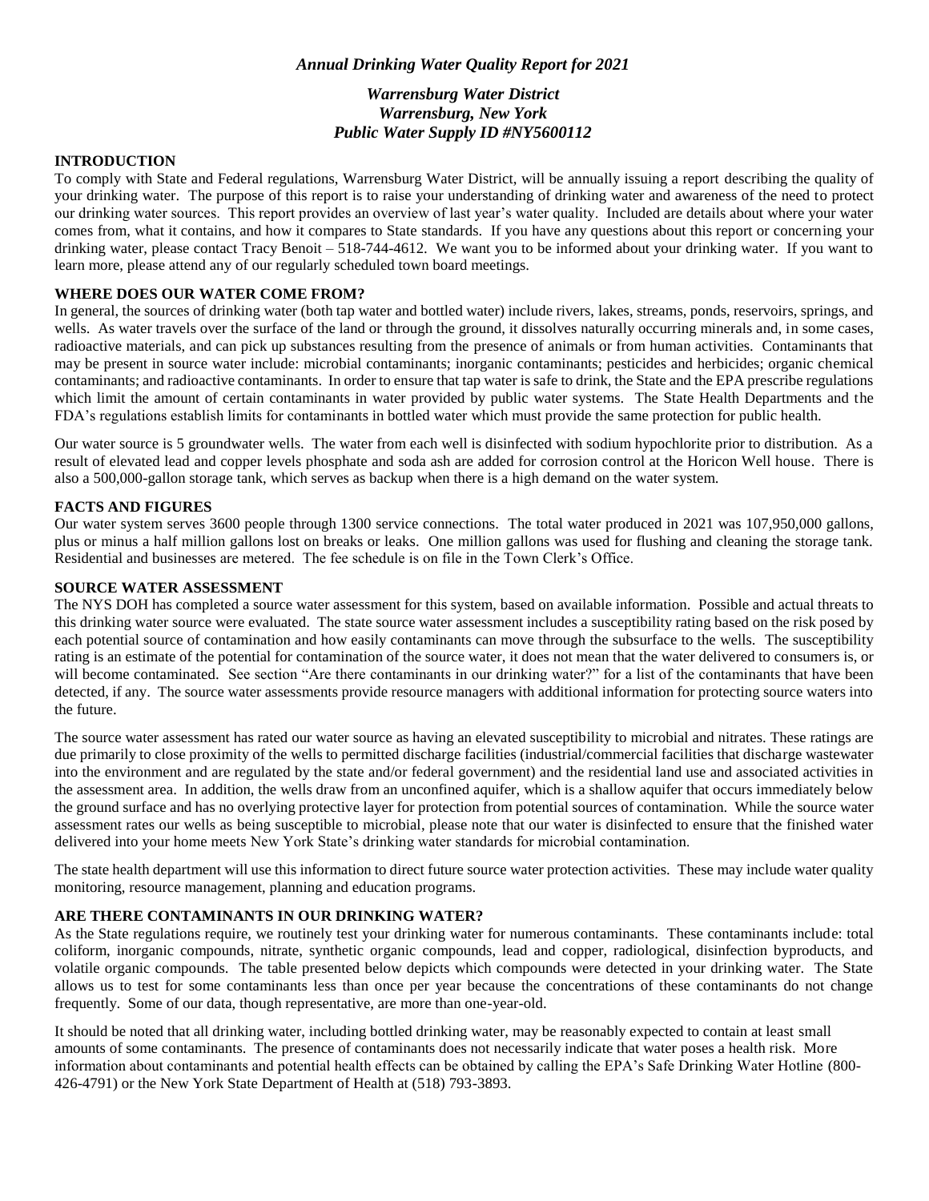# *Annual Drinking Water Quality Report for 2021*

## *Warrensburg Water District*
## *Warrensburg, New York*
## *Public Water Supply ID #NY5600112*

### INTRODUCTION

To comply with State and Federal regulations, Warrensburg Water District, will be annually issuing a report describing the quality of your drinking water. The purpose of this report is to raise your understanding of drinking water and awareness of the need to protect our drinking water sources. This report provides an overview of last year's water quality. Included are details about where your water comes from, what it contains, and how it compares to State standards. If you have any questions about this report or concerning your drinking water, please contact Tracy Benoit – 518-744-4612. We want you to be informed about your drinking water. If you want to learn more, please attend any of our regularly scheduled town board meetings.

### WHERE DOES OUR WATER COME FROM?

In general, the sources of drinking water (both tap water and bottled water) include rivers, lakes, streams, ponds, reservoirs, springs, and wells. As water travels over the surface of the land or through the ground, it dissolves naturally occurring minerals and, in some cases, radioactive materials, and can pick up substances resulting from the presence of animals or from human activities. Contaminants that may be present in source water include: microbial contaminants; inorganic contaminants; pesticides and herbicides; organic chemical contaminants; and radioactive contaminants. In order to ensure that tap water is safe to drink, the State and the EPA prescribe regulations which limit the amount of certain contaminants in water provided by public water systems. The State Health Departments and the FDA's regulations establish limits for contaminants in bottled water which must provide the same protection for public health.

Our water source is 5 groundwater wells. The water from each well is disinfected with sodium hypochlorite prior to distribution. As a result of elevated lead and copper levels phosphate and soda ash are added for corrosion control at the Horicon Well house. There is also a 500,000-gallon storage tank, which serves as backup when there is a high demand on the water system.

### FACTS AND FIGURES

Our water system serves 3600 people through 1300 service connections. The total water produced in 2021 was 107,950,000 gallons, plus or minus a half million gallons lost on breaks or leaks. One million gallons was used for flushing and cleaning the storage tank. Residential and businesses are metered. The fee schedule is on file in the Town Clerk's Office.

### SOURCE WATER ASSESSMENT

The NYS DOH has completed a source water assessment for this system, based on available information. Possible and actual threats to this drinking water source were evaluated. The state source water assessment includes a susceptibility rating based on the risk posed by each potential source of contamination and how easily contaminants can move through the subsurface to the wells. The susceptibility rating is an estimate of the potential for contamination of the source water, it does not mean that the water delivered to consumers is, or will become contaminated. See section "Are there contaminants in our drinking water?" for a list of the contaminants that have been detected, if any. The source water assessments provide resource managers with additional information for protecting source waters into the future.

The source water assessment has rated our water source as having an elevated susceptibility to microbial and nitrates. These ratings are due primarily to close proximity of the wells to permitted discharge facilities (industrial/commercial facilities that discharge wastewater into the environment and are regulated by the state and/or federal government) and the residential land use and associated activities in the assessment area. In addition, the wells draw from an unconfined aquifer, which is a shallow aquifer that occurs immediately below the ground surface and has no overlying protective layer for protection from potential sources of contamination. While the source water assessment rates our wells as being susceptible to microbial, please note that our water is disinfected to ensure that the finished water delivered into your home meets New York State's drinking water standards for microbial contamination.

The state health department will use this information to direct future source water protection activities. These may include water quality monitoring, resource management, planning and education programs.

### ARE THERE CONTAMINANTS IN OUR DRINKING WATER?

As the State regulations require, we routinely test your drinking water for numerous contaminants. These contaminants include: total coliform, inorganic compounds, nitrate, synthetic organic compounds, lead and copper, radiological, disinfection byproducts, and volatile organic compounds. The table presented below depicts which compounds were detected in your drinking water. The State allows us to test for some contaminants less than once per year because the concentrations of these contaminants do not change frequently. Some of our data, though representative, are more than one-year-old.

It should be noted that all drinking water, including bottled drinking water, may be reasonably expected to contain at least small amounts of some contaminants. The presence of contaminants does not necessarily indicate that water poses a health risk. More information about contaminants and potential health effects can be obtained by calling the EPA's Safe Drinking Water Hotline (800-426-4791) or the New York State Department of Health at (518) 793-3893.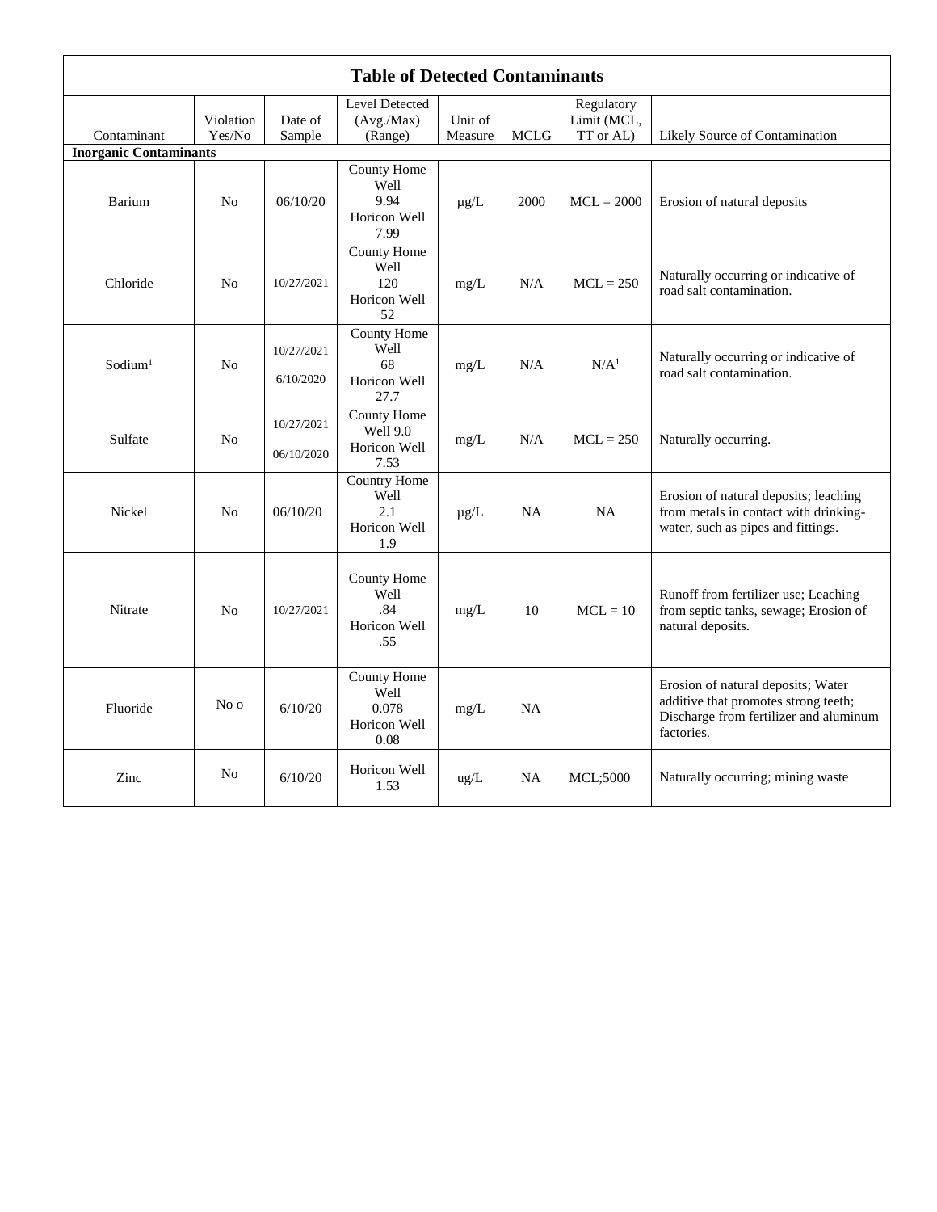## Table of Detected Contaminants

| Contaminant | Violation Yes/No | Date of Sample | Level Detected (Avg./Max) (Range) | Unit of Measure | MCLG | Regulatory Limit (MCL, TT or AL) | Likely Source of Contamination |
|---|---|---|---|---|---|---|---|
| **Inorganic Contaminants** | | | | | | | |
| Barium | No | 06/10/20 | County Home Well 9.94 Horicon Well 7.99 | μg/L | 2000 | MCL = 2000 | Erosion of natural deposits |
| Chloride | No | 10/27/2021 | County Home Well 120 Horicon Well 52 | mg/L | N/A | MCL = 250 | Naturally occurring or indicative of road salt contamination. |
| Sodium[1] | No | 10/27/2021 6/10/2020 | County Home Well 68 Horicon Well 27.7 | mg/L | N/A | N/A[1] | Naturally occurring or indicative of road salt contamination. |
| Sulfate | No | 10/27/2021 06/10/2020 | County Home Well 9.0 Horicon Well 7.53 | mg/L | N/A | MCL = 250 | Naturally occurring. |
| Nickel | No | 06/10/20 | Country Home Well 2.1 Horicon Well 1.9 | μg/L | NA | NA | Erosion of natural deposits; leaching from metals in contact with drinking-water, such as pipes and fittings. |
| Nitrate | No | 10/27/2021 | County Home Well .84 Horicon Well .55 | mg/L | 10 | MCL = 10 | Runoff from fertilizer use; Leaching from septic tanks, sewage; Erosion of natural deposits. |
| Fluoride | No o | 6/10/20 | County Home Well 0.078 Horicon Well 0.08 | mg/L | NA | | Erosion of natural deposits; Water additive that promotes strong teeth; Discharge from fertilizer and aluminum factories. |
| Zinc | No | 6/10/20 | Horicon Well 1.53 | ug/L | NA | MCL;5000 | Naturally occurring; mining waste |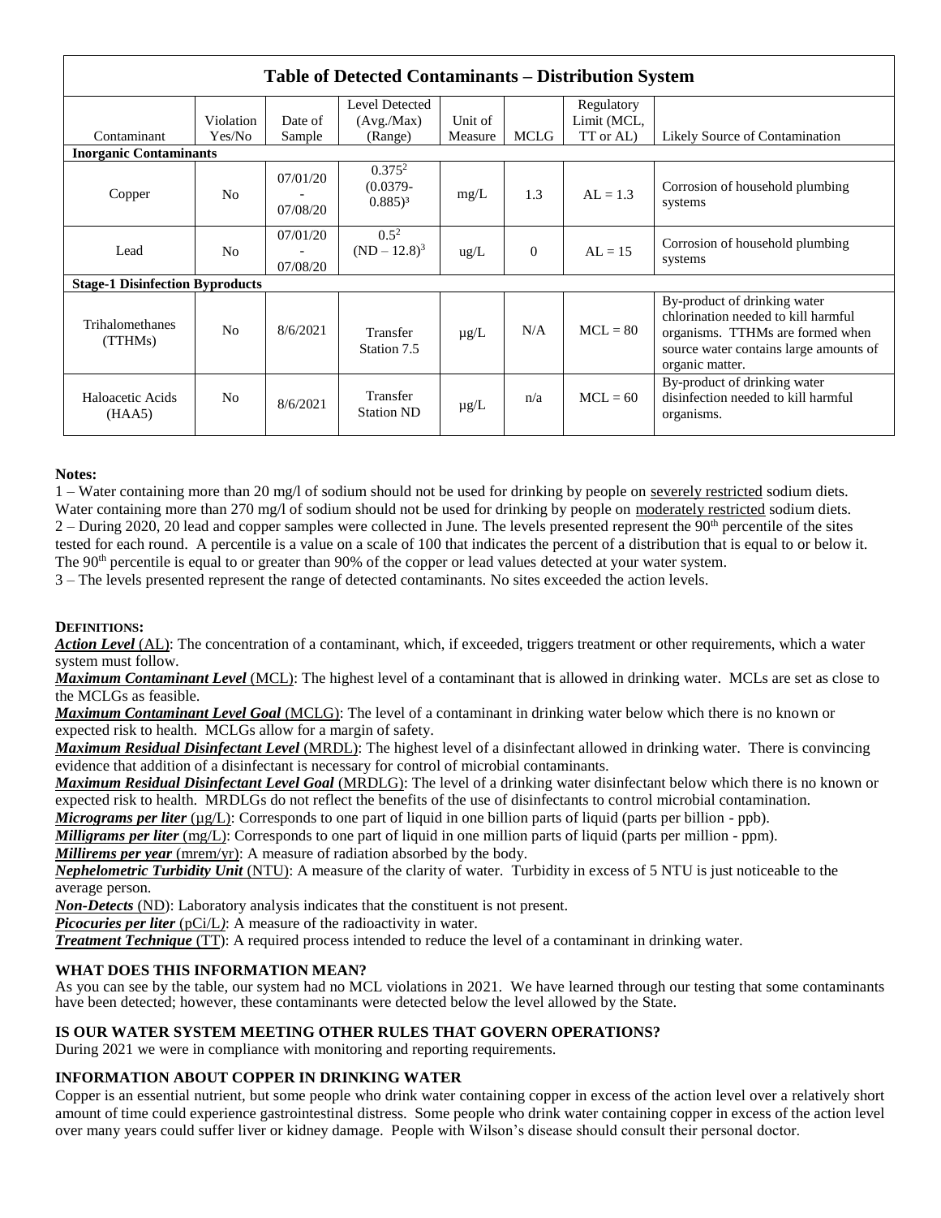## Table of Detected Contaminants – Distribution System

| Contaminant | Violation Yes/No | Date of Sample | Level Detected (Avg./Max) (Range) | Unit of Measure | MCLG | Regulatory Limit (MCL, TT or AL) | Likely Source of Contamination |
|---|---|---|---|---|---|---|---|
| **Inorganic Contaminants** | | | | | | | |
| Copper | No | 07/01/20 - 07/08/20 | 0.375[2] (0.0379-0.885)[3] | mg/L | 1.3 | AL = 1.3 | Corrosion of household plumbing systems |
| Lead | No | 07/01/20 - 07/08/20 | 0.5[2] (ND – 12.8)[3] | ug/L | 0 | AL = 15 | Corrosion of household plumbing systems |
| **Stage-1 Disinfection Byproducts** | | | | | | | |
| Trihalomethanes (TTHMs) | No | 8/6/2021 | Transfer Station 7.5 | μg/L | N/A | MCL = 80 | By-product of drinking water chlorination needed to kill harmful organisms. TTHMs are formed when source water contains large amounts of organic matter. |
| Haloacetic Acids (HAA5) | No | 8/6/2021 | Transfer Station ND | μg/L | n/a | MCL = 60 | By-product of drinking water disinfection needed to kill harmful organisms. |

**Notes:**

1 – Water containing more than 20 mg/l of sodium should not be used for drinking by people on severely restricted sodium diets. Water containing more than 270 mg/l of sodium should not be used for drinking by people on moderately restricted sodium diets.

2 – During 2020, 20 lead and copper samples were collected in June. The levels presented represent the 90th percentile of the sites tested for each round. A percentile is a value on a scale of 100 that indicates the percent of a distribution that is equal to or below it. The 90th percentile is equal to or greater than 90% of the copper or lead values detected at your water system.

3 – The levels presented represent the range of detected contaminants. No sites exceeded the action levels.

**DEFINITIONS:**

***Action Level*** (AL): The concentration of a contaminant, which, if exceeded, triggers treatment or other requirements, which a water system must follow.

***Maximum Contaminant Level*** (MCL): The highest level of a contaminant that is allowed in drinking water. MCLs are set as close to the MCLGs as feasible.

***Maximum Contaminant Level Goal*** (MCLG): The level of a contaminant in drinking water below which there is no known or expected risk to health. MCLGs allow for a margin of safety.

***Maximum Residual Disinfectant Level*** (MRDL): The highest level of a disinfectant allowed in drinking water. There is convincing evidence that addition of a disinfectant is necessary for control of microbial contaminants.

***Maximum Residual Disinfectant Level Goal*** (MRDLG): The level of a drinking water disinfectant below which there is no known or expected risk to health. MRDLGs do not reflect the benefits of the use of disinfectants to control microbial contamination.

***Micrograms per liter*** (μg/L): Corresponds to one part of liquid in one billion parts of liquid (parts per billion - ppb).

***Milligrams per liter*** (mg/L): Corresponds to one part of liquid in one million parts of liquid (parts per million - ppm).

***Millirems per year*** (mrem/yr): A measure of radiation absorbed by the body.

***Nephelometric Turbidity Unit*** (NTU): A measure of the clarity of water. Turbidity in excess of 5 NTU is just noticeable to the average person.

***Non-Detects*** (ND): Laboratory analysis indicates that the constituent is not present.

***Picocuries per liter*** (pCi/L): A measure of the radioactivity in water.

***Treatment Technique*** (TT): A required process intended to reduce the level of a contaminant in drinking water.

### WHAT DOES THIS INFORMATION MEAN?

As you can see by the table, our system had no MCL violations in 2021. We have learned through our testing that some contaminants have been detected; however, these contaminants were detected below the level allowed by the State.

### IS OUR WATER SYSTEM MEETING OTHER RULES THAT GOVERN OPERATIONS?

During 2021 we were in compliance with monitoring and reporting requirements.

### INFORMATION ABOUT COPPER IN DRINKING WATER

Copper is an essential nutrient, but some people who drink water containing copper in excess of the action level over a relatively short amount of time could experience gastrointestinal distress. Some people who drink water containing copper in excess of the action level over many years could suffer liver or kidney damage. People with Wilson's disease should consult their personal doctor.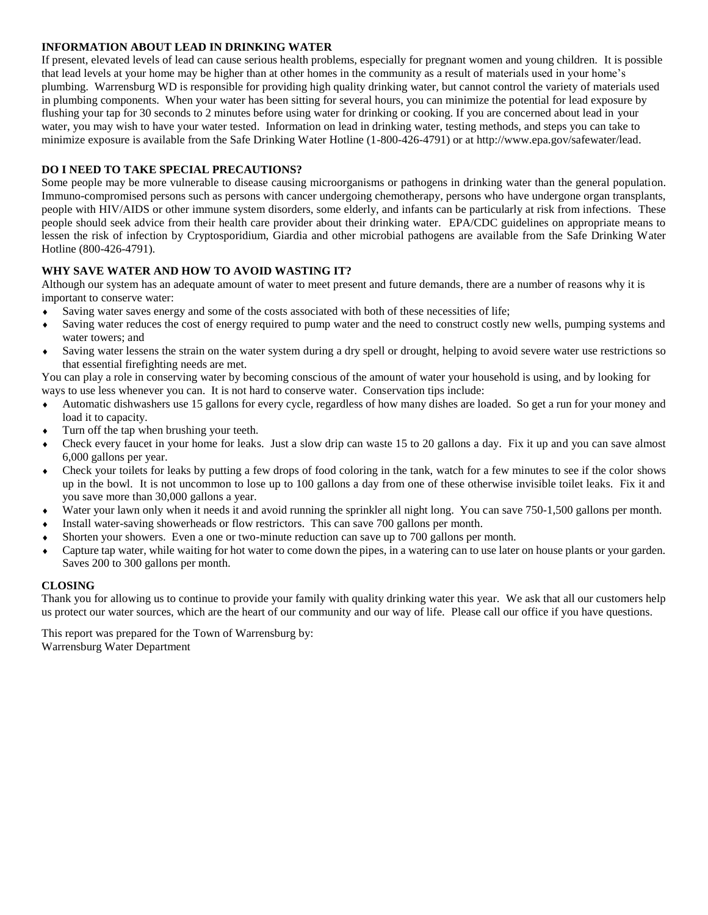**INFORMATION ABOUT LEAD IN DRINKING WATER**

If present, elevated levels of lead can cause serious health problems, especially for pregnant women and young children. It is possible that lead levels at your home may be higher than at other homes in the community as a result of materials used in your home's plumbing. Warrensburg WD is responsible for providing high quality drinking water, but cannot control the variety of materials used in plumbing components. When your water has been sitting for several hours, you can minimize the potential for lead exposure by flushing your tap for 30 seconds to 2 minutes before using water for drinking or cooking. If you are concerned about lead in your water, you may wish to have your water tested. Information on lead in drinking water, testing methods, and steps you can take to minimize exposure is available from the Safe Drinking Water Hotline (1-800-426-4791) or at http://www.epa.gov/safewater/lead.

**DO I NEED TO TAKE SPECIAL PRECAUTIONS?**

Some people may be more vulnerable to disease causing microorganisms or pathogens in drinking water than the general population. Immuno-compromised persons such as persons with cancer undergoing chemotherapy, persons who have undergone organ transplants, people with HIV/AIDS or other immune system disorders, some elderly, and infants can be particularly at risk from infections. These people should seek advice from their health care provider about their drinking water. EPA/CDC guidelines on appropriate means to lessen the risk of infection by Cryptosporidium, Giardia and other microbial pathogens are available from the Safe Drinking Water Hotline (800-426-4791).

**WHY SAVE WATER AND HOW TO AVOID WASTING IT?**

Although our system has an adequate amount of water to meet present and future demands, there are a number of reasons why it is important to conserve water:

- Saving water saves energy and some of the costs associated with both of these necessities of life;
- Saving water reduces the cost of energy required to pump water and the need to construct costly new wells, pumping systems and water towers; and
- Saving water lessens the strain on the water system during a dry spell or drought, helping to avoid severe water use restrictions so that essential firefighting needs are met.

You can play a role in conserving water by becoming conscious of the amount of water your household is using, and by looking for ways to use less whenever you can. It is not hard to conserve water. Conservation tips include:

- Automatic dishwashers use 15 gallons for every cycle, regardless of how many dishes are loaded. So get a run for your money and load it to capacity.
- Turn off the tap when brushing your teeth.
- Check every faucet in your home for leaks. Just a slow drip can waste 15 to 20 gallons a day. Fix it up and you can save almost 6,000 gallons per year.
- Check your toilets for leaks by putting a few drops of food coloring in the tank, watch for a few minutes to see if the color shows up in the bowl. It is not uncommon to lose up to 100 gallons a day from one of these otherwise invisible toilet leaks. Fix it and you save more than 30,000 gallons a year.
- Water your lawn only when it needs it and avoid running the sprinkler all night long. You can save 750-1,500 gallons per month.
- Install water-saving showerheads or flow restrictors. This can save 700 gallons per month.
- Shorten your showers. Even a one or two-minute reduction can save up to 700 gallons per month.
- Capture tap water, while waiting for hot water to come down the pipes, in a watering can to use later on house plants or your garden. Saves 200 to 300 gallons per month.

**CLOSING**

Thank you for allowing us to continue to provide your family with quality drinking water this year. We ask that all our customers help us protect our water sources, which are the heart of our community and our way of life. Please call our office if you have questions.

This report was prepared for the Town of Warrensburg by:
Warrensburg Water Department